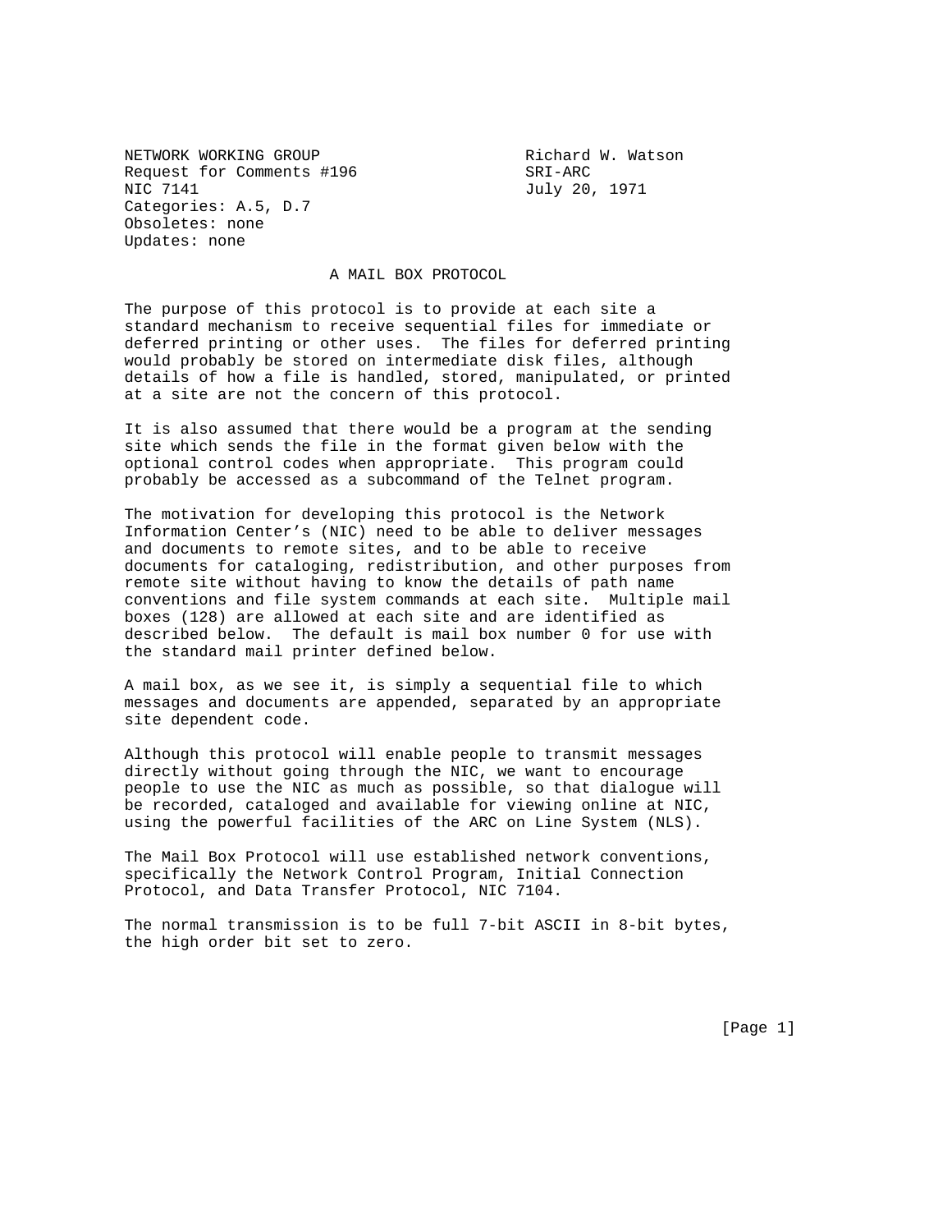NETWORK WORKING GROUP                    Richard W. Watson
Request for Comments #196                SRI-ARC
NIC 7141                                 July 20, 1971
Categories: A.5, D.7
Obsoletes: none
Updates: none

# A MAIL BOX PROTOCOL

The purpose of this protocol is to provide at each site a standard mechanism to receive sequential files for immediate or deferred printing or other uses. The files for deferred printing would probably be stored on intermediate disk files, although details of how a file is handled, stored, manipulated, or printed at a site are not the concern of this protocol.

It is also assumed that there would be a program at the sending site which sends the file in the format given below with the optional control codes when appropriate. This program could probably be accessed as a subcommand of the Telnet program.

The motivation for developing this protocol is the Network Information Center's (NIC) need to be able to deliver messages and documents to remote sites, and to be able to receive documents for cataloging, redistribution, and other purposes from remote site without having to know the details of path name conventions and file system commands at each site. Multiple mail boxes (128) are allowed at each site and are identified as described below. The default is mail box number 0 for use with the standard mail printer defined below.

A mail box, as we see it, is simply a sequential file to which messages and documents are appended, separated by an appropriate site dependent code.

Although this protocol will enable people to transmit messages directly without going through the NIC, we want to encourage people to use the NIC as much as possible, so that dialogue will be recorded, cataloged and available for viewing online at NIC, using the powerful facilities of the ARC on Line System (NLS).

The Mail Box Protocol will use established network conventions, specifically the Network Control Program, Initial Connection Protocol, and Data Transfer Protocol, NIC 7104.

The normal transmission is to be full 7-bit ASCII in 8-bit bytes, the high order bit set to zero.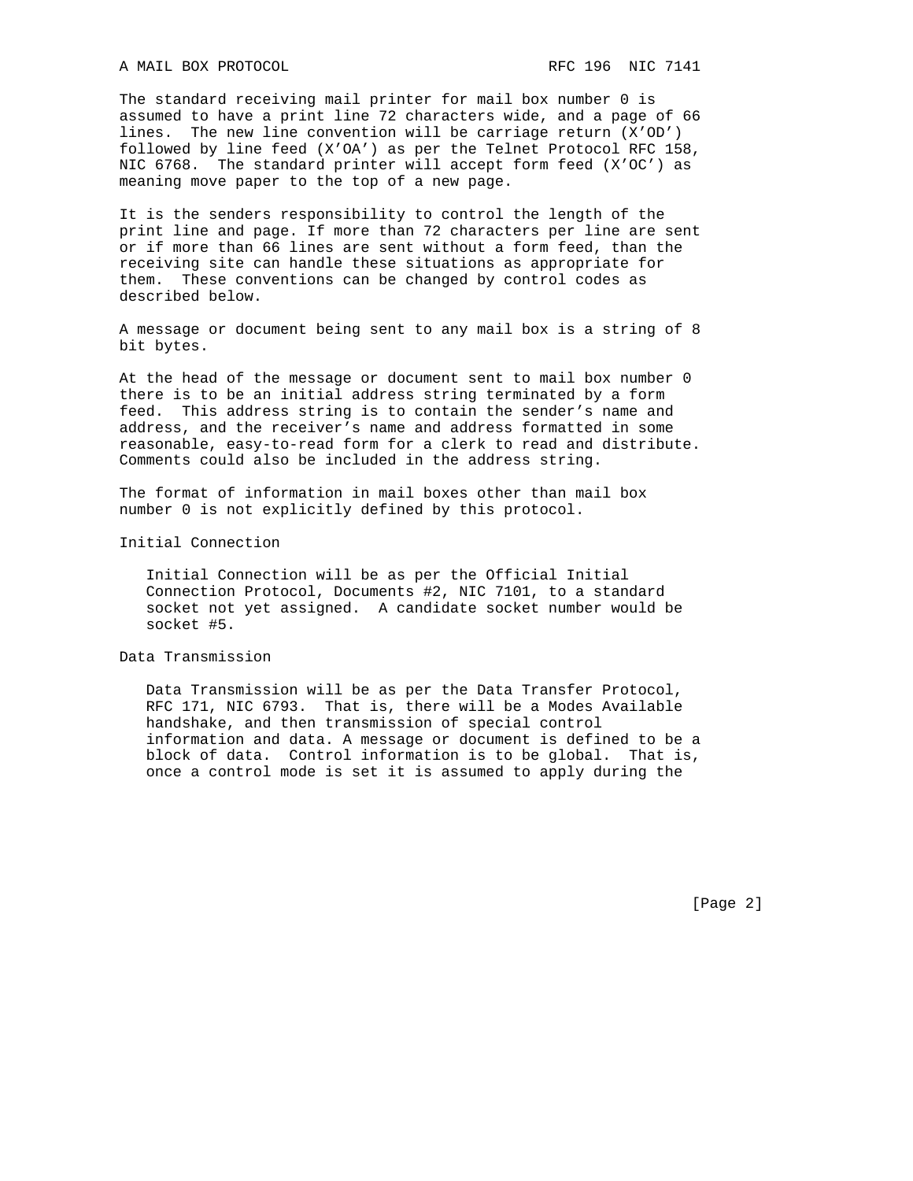The standard receiving mail printer for mail box number 0 is assumed to have a print line 72 characters wide, and a page of 66 lines. The new line convention will be carriage return (X'OD') followed by line feed (X'OA') as per the Telnet Protocol RFC 158, NIC 6768. The standard printer will accept form feed (X'OC') as meaning move paper to the top of a new page.

It is the senders responsibility to control the length of the print line and page. If more than 72 characters per line are sent or if more than 66 lines are sent without a form feed, than the receiving site can handle these situations as appropriate for them. These conventions can be changed by control codes as described below.

A message or document being sent to any mail box is a string of 8 bit bytes.

At the head of the message or document sent to mail box number 0 there is to be an initial address string terminated by a form feed. This address string is to contain the sender's name and address, and the receiver's name and address formatted in some reasonable, easy-to-read form for a clerk to read and distribute. Comments could also be included in the address string.

The format of information in mail boxes other than mail box number 0 is not explicitly defined by this protocol.

Initial Connection

Initial Connection will be as per the Official Initial Connection Protocol, Documents #2, NIC 7101, to a standard socket not yet assigned. A candidate socket number would be socket #5.

Data Transmission

Data Transmission will be as per the Data Transfer Protocol, RFC 171, NIC 6793. That is, there will be a Modes Available handshake, and then transmission of special control information and data. A message or document is defined to be a block of data. Control information is to be global. That is, once a control mode is set it is assumed to apply during the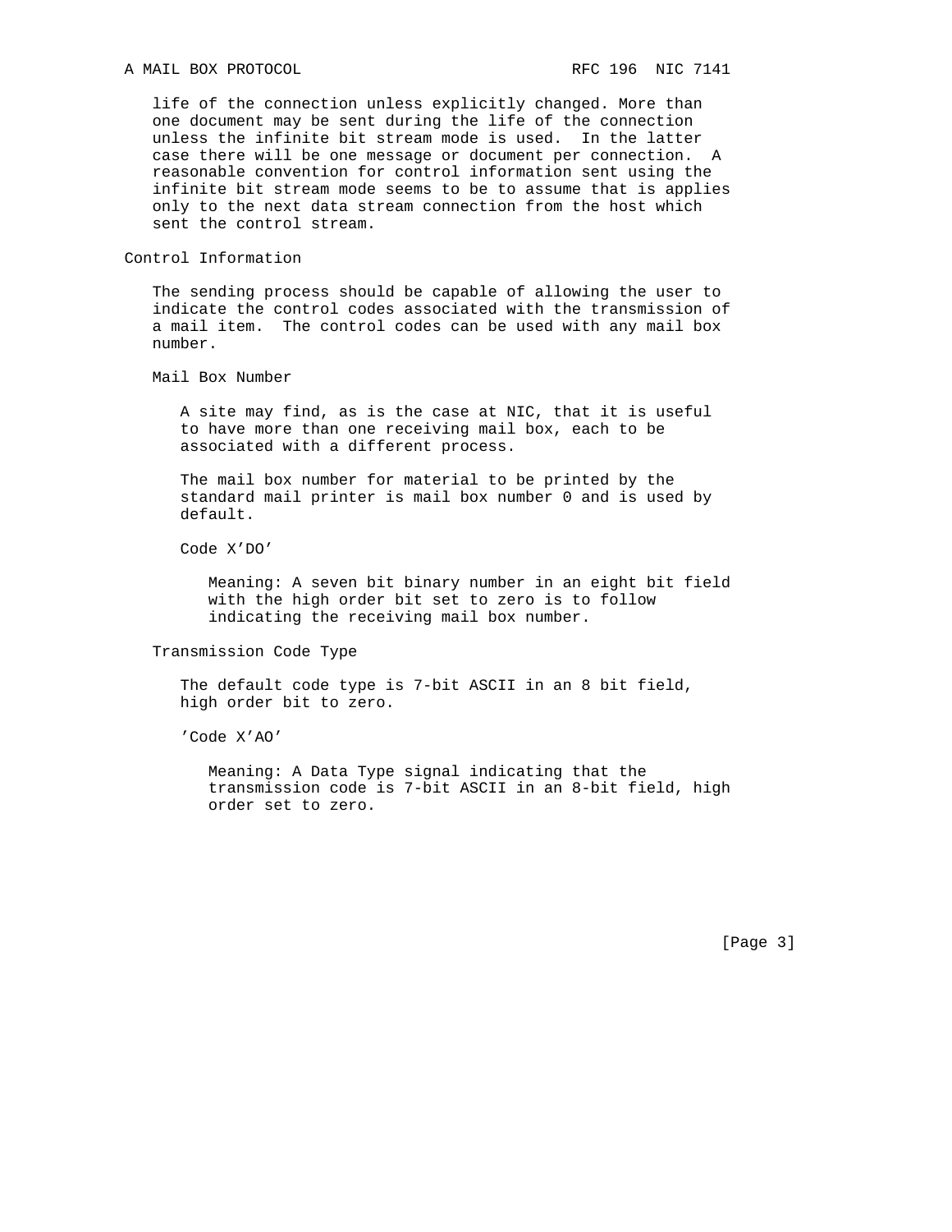life of the connection unless explicitly changed. More than one document may be sent during the life of the connection unless the infinite bit stream mode is used. In the latter case there will be one message or document per connection. A reasonable convention for control information sent using the infinite bit stream mode seems to be to assume that is applies only to the next data stream connection from the host which sent the control stream.

## Control Information

The sending process should be capable of allowing the user to indicate the control codes associated with the transmission of a mail item. The control codes can be used with any mail box number.

### Mail Box Number

A site may find, as is the case at NIC, that it is useful to have more than one receiving mail box, each to be associated with a different process.

The mail box number for material to be printed by the standard mail printer is mail box number 0 and is used by default.

Code X'DO'

Meaning: A seven bit binary number in an eight bit field with the high order bit set to zero is to follow indicating the receiving mail box number.

### Transmission Code Type

The default code type is 7-bit ASCII in an 8 bit field, high order bit to zero.

'Code X'AO'

Meaning: A Data Type signal indicating that the transmission code is 7-bit ASCII in an 8-bit field, high order set to zero.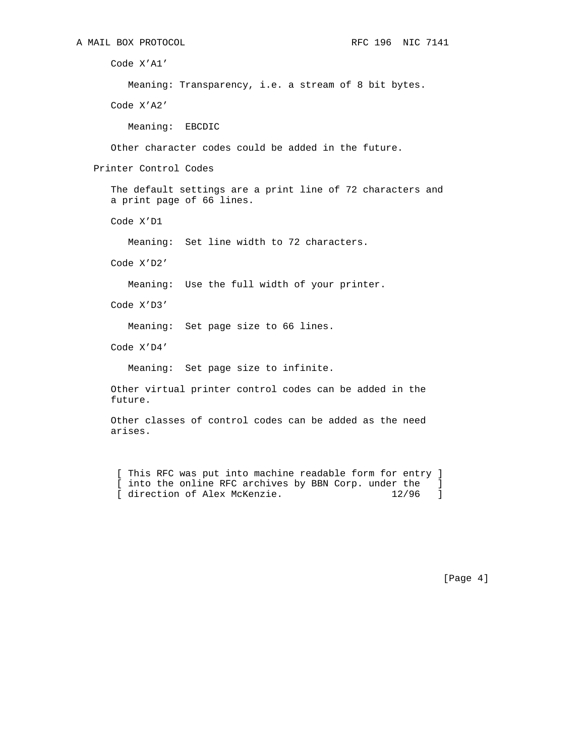Code X'A1'

Meaning: Transparency, i.e. a stream of 8 bit bytes.

Code X'A2'

Meaning: EBCDIC

Other character codes could be added in the future.

Printer Control Codes

The default settings are a print line of 72 characters and a print page of 66 lines.

Code X'D1

Meaning: Set line width to 72 characters.

Code X'D2'

Meaning: Use the full width of your printer.

Code X'D3'

Meaning: Set page size to 66 lines.

Code X'D4'

Meaning: Set page size to infinite.

Other virtual printer control codes can be added in the future.

Other classes of control codes can be added as the need arises.

[ This RFC was put into machine readable form for entry ]
[ into the online RFC archives by BBN Corp. under the ]
[ direction of Alex McKenzie. 12/96 ]